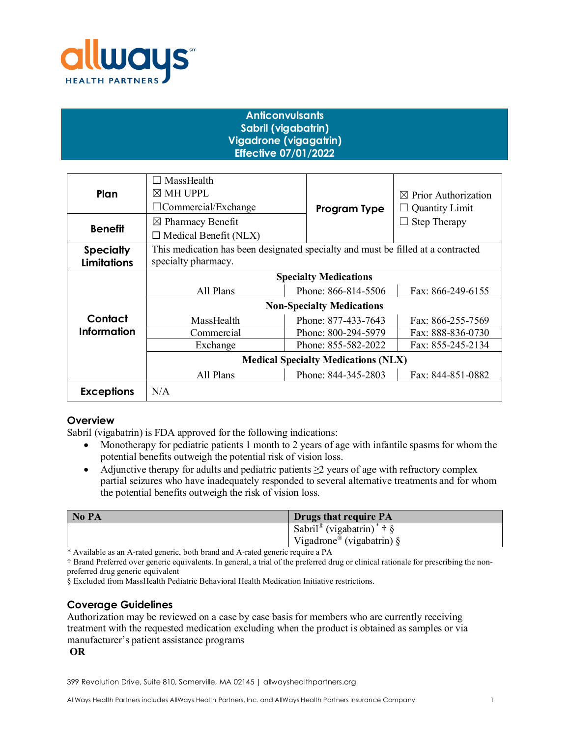# Anticonvulsants
# Sabril (vigabatrin)
# Vigadrone (vigagatrin)
# Effective 07/01/2022

| | | | |
|---|---|---|---|
| **Plan** | ☐ MassHealth<br>☒ MH UPPL<br>☐Commercial/Exchange | **Program Type** | ☒ Prior Authorization<br>☐ Quantity Limit<br>☐ Step Therapy |
| **Benefit** | ☒ Pharmacy Benefit<br>☐ Medical Benefit (NLX) | | |
| **Specialty Limitations** | This medication has been designated specialty and must be filled at a contracted specialty pharmacy. | | |
| **Exceptions** | N/A | | |

**Contact Information**

| | | |
|---|---|---|
| **Specialty Medications** | | |
| All Plans | Phone: 866-814-5506 | Fax: 866-249-6155 |
| **Non-Specialty Medications** | | |
| MassHealth | Phone: 877-433-7643 | Fax: 866-255-7569 |
| Commercial | Phone: 800-294-5979 | Fax: 888-836-0730 |
| Exchange | Phone: 855-582-2022 | Fax: 855-245-2134 |
| **Medical Specialty Medications (NLX)** | | |
| All Plans | Phone: 844-345-2803 | Fax: 844-851-0882 |

## Overview

Sabril (vigabatrin) is FDA approved for the following indications:

- Monotherapy for pediatric patients 1 month to 2 years of age with infantile spasms for whom the potential benefits outweigh the potential risk of vision loss.
- Adjunctive therapy for adults and pediatric patients ≥2 years of age with refractory complex partial seizures who have inadequately responded to several alternative treatments and for whom the potential benefits outweigh the risk of vision loss.

| No PA | Drugs that require PA |
|---|---|
| | Sabril® (vigabatrin) * † §<br>Vigadrone® (vigabatrin) § |

\* Available as an A-rated generic, both brand and A-rated generic require a PA

† Brand Preferred over generic equivalents. In general, a trial of the preferred drug or clinical rationale for prescribing the non-preferred drug generic equivalent

§ Excluded from MassHealth Pediatric Behavioral Health Medication Initiative restrictions.

## Coverage Guidelines

Authorization may be reviewed on a case by case basis for members who are currently receiving treatment with the requested medication excluding when the product is obtained as samples or via manufacturer's patient assistance programs

**OR**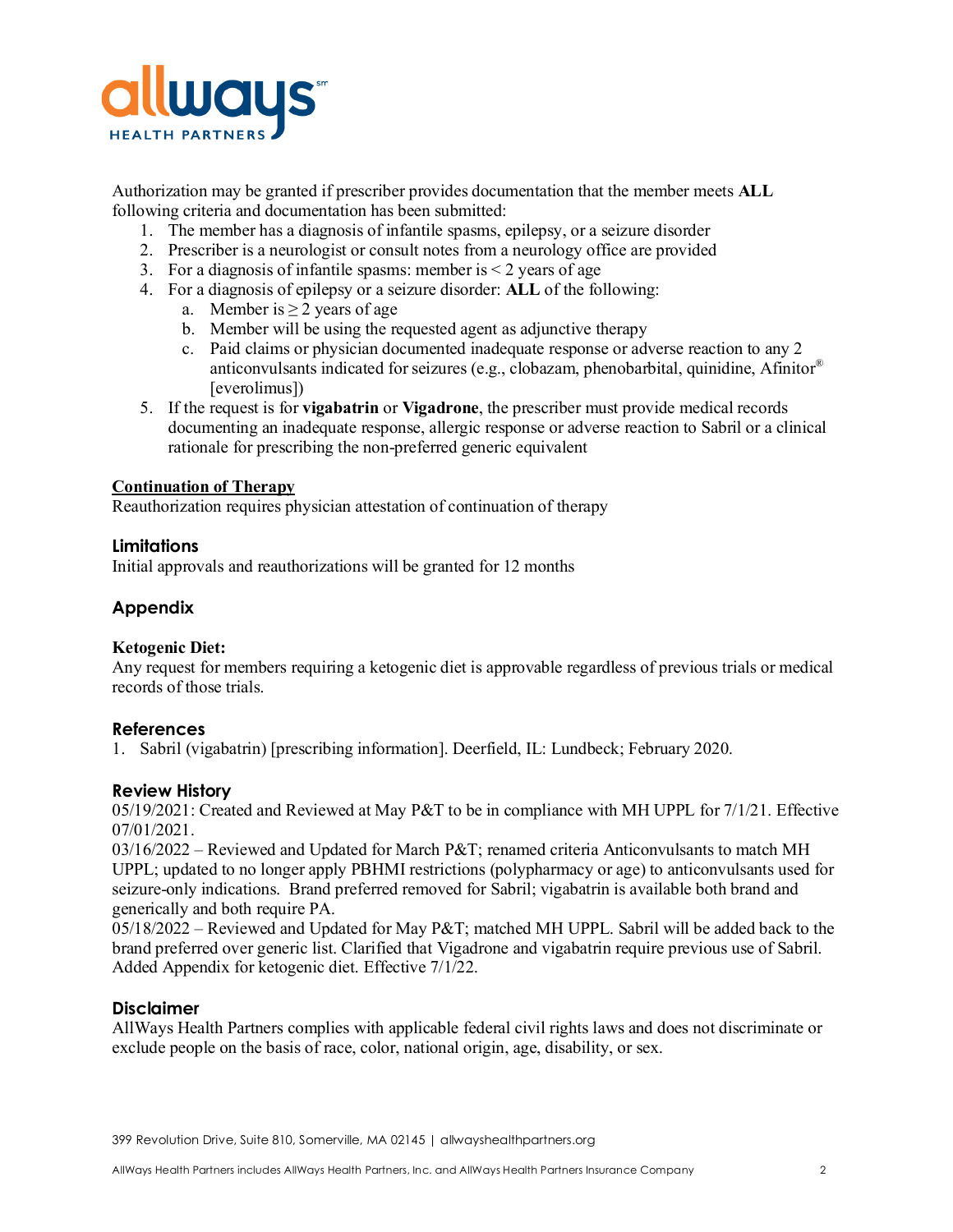Authorization may be granted if prescriber provides documentation that the member meets **ALL** following criteria and documentation has been submitted:

1. The member has a diagnosis of infantile spasms, epilepsy, or a seizure disorder
2. Prescriber is a neurologist or consult notes from a neurology office are provided
3. For a diagnosis of infantile spasms: member is < 2 years of age
4. For a diagnosis of epilepsy or a seizure disorder: **ALL** of the following:
   a. Member is ≥ 2 years of age
   b. Member will be using the requested agent as adjunctive therapy
   c. Paid claims or physician documented inadequate response or adverse reaction to any 2 anticonvulsants indicated for seizures (e.g., clobazam, phenobarbital, quinidine, Afinitor® [everolimus])
5. If the request is for **vigabatrin** or **Vigadrone**, the prescriber must provide medical records documenting an inadequate response, allergic response or adverse reaction to Sabril or a clinical rationale for prescribing the non-preferred generic equivalent

**Continuation of Therapy**

Reauthorization requires physician attestation of continuation of therapy

## Limitations

Initial approvals and reauthorizations will be granted for 12 months

## Appendix

**Ketogenic Diet:**

Any request for members requiring a ketogenic diet is approvable regardless of previous trials or medical records of those trials.

## References

1. Sabril (vigabatrin) [prescribing information]. Deerfield, IL: Lundbeck; February 2020.

## Review History

05/19/2021: Created and Reviewed at May P&T to be in compliance with MH UPPL for 7/1/21. Effective 07/01/2021.

03/16/2022 – Reviewed and Updated for March P&T; renamed criteria Anticonvulsants to match MH UPPL; updated to no longer apply PBHMI restrictions (polypharmacy or age) to anticonvulsants used for seizure-only indications. Brand preferred removed for Sabril; vigabatrin is available both brand and generically and both require PA.

05/18/2022 – Reviewed and Updated for May P&T; matched MH UPPL. Sabril will be added back to the brand preferred over generic list. Clarified that Vigadrone and vigabatrin require previous use of Sabril. Added Appendix for ketogenic diet. Effective 7/1/22.

## Disclaimer

AllWays Health Partners complies with applicable federal civil rights laws and does not discriminate or exclude people on the basis of race, color, national origin, age, disability, or sex.

399 Revolution Drive, Suite 810, Somerville, MA 02145 | allwayshealthpartners.org

AllWays Health Partners includes AllWays Health Partners, Inc. and AllWays Health Partners Insurance Company